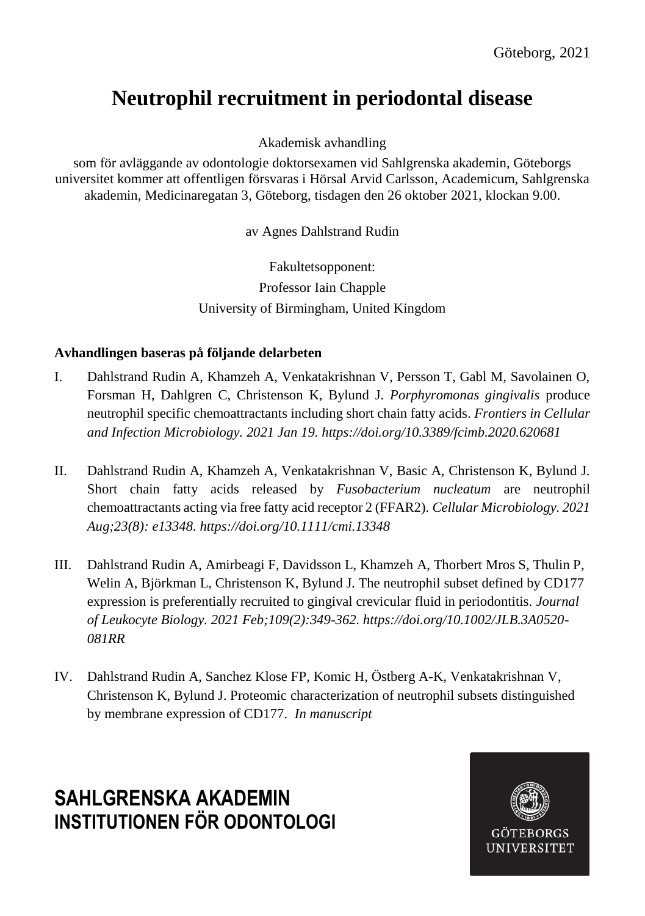Göteborg, 2021

# Neutrophil recruitment in periodontal disease

Akademisk avhandling

som för avläggande av odontologie doktorsexamen vid Sahlgrenska akademin, Göteborgs universitet kommer att offentligen försvaras i Hörsal Arvid Carlsson, Academicum, Sahlgrenska akademin, Medicinaregatan 3, Göteborg, tisdagen den 26 oktober 2021, klockan 9.00.

av Agnes Dahlstrand Rudin

Fakultetsopponent:

Professor Iain Chapple

University of Birmingham, United Kingdom

**Avhandlingen baseras på följande delarbeten**

I. Dahlstrand Rudin A, Khamzeh A, Venkatakrishnan V, Persson T, Gabl M, Savolainen O, Forsman H, Dahlgren C, Christenson K, Bylund J. *Porphyromonas gingivalis* produce neutrophil specific chemoattractants including short chain fatty acids. *Frontiers in Cellular and Infection Microbiology. 2021 Jan 19. https://doi.org/10.3389/fcimb.2020.620681*

II. Dahlstrand Rudin A, Khamzeh A, Venkatakrishnan V, Basic A, Christenson K, Bylund J. Short chain fatty acids released by *Fusobacterium nucleatum* are neutrophil chemoattractants acting via free fatty acid receptor 2 (FFAR2). *Cellular Microbiology. 2021 Aug;23(8): e13348. https://doi.org/10.1111/cmi.13348*

III. Dahlstrand Rudin A, Amirbeagi F, Davidsson L, Khamzeh A, Thorbert Mros S, Thulin P, Welin A, Björkman L, Christenson K, Bylund J. The neutrophil subset defined by CD177 expression is preferentially recruited to gingival crevicular fluid in periodontitis. *Journal of Leukocyte Biology. 2021 Feb;109(2):349-362. https://doi.org/10.1002/JLB.3A0520-081RR*

IV. Dahlstrand Rudin A, Sanchez Klose FP, Komic H, Östberg A-K, Venkatakrishnan V, Christenson K, Bylund J. Proteomic characterization of neutrophil subsets distinguished by membrane expression of CD177. *In manuscript*

**SAHLGRENSKA AKADEMIN**
**INSTITUTIONEN FÖR ODONTOLOGI**

GÖTEBORGS UNIVERSITET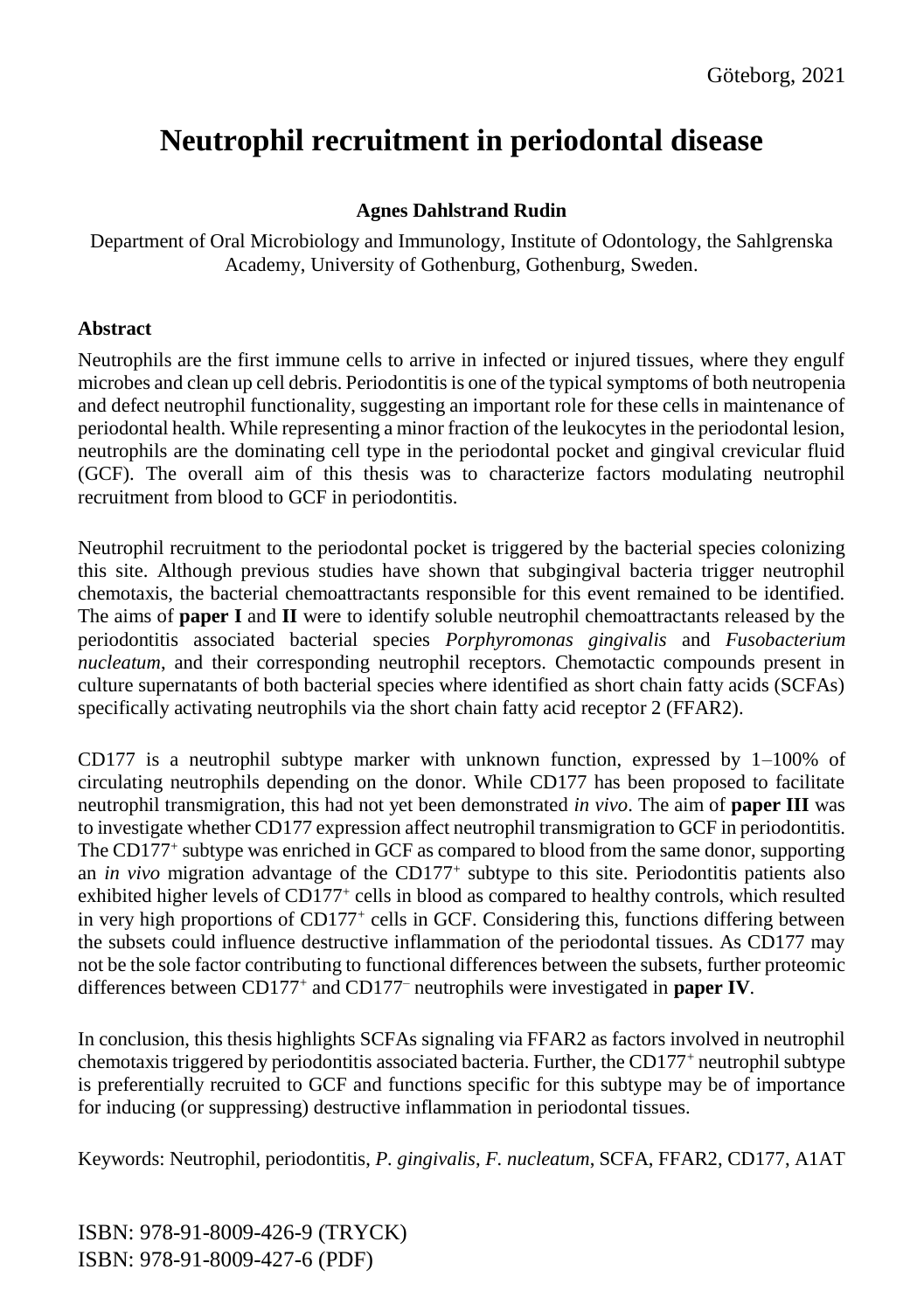Göteborg, 2021

# Neutrophil recruitment in periodontal disease

**Agnes Dahlstrand Rudin**

Department of Oral Microbiology and Immunology, Institute of Odontology, the Sahlgrenska Academy, University of Gothenburg, Gothenburg, Sweden.

**Abstract**

Neutrophils are the first immune cells to arrive in infected or injured tissues, where they engulf microbes and clean up cell debris. Periodontitis is one of the typical symptoms of both neutropenia and defect neutrophil functionality, suggesting an important role for these cells in maintenance of periodontal health. While representing a minor fraction of the leukocytes in the periodontal lesion, neutrophils are the dominating cell type in the periodontal pocket and gingival crevicular fluid (GCF). The overall aim of this thesis was to characterize factors modulating neutrophil recruitment from blood to GCF in periodontitis.

Neutrophil recruitment to the periodontal pocket is triggered by the bacterial species colonizing this site. Although previous studies have shown that subgingival bacteria trigger neutrophil chemotaxis, the bacterial chemoattractants responsible for this event remained to be identified. The aims of **paper I** and **II** were to identify soluble neutrophil chemoattractants released by the periodontitis associated bacterial species *Porphyromonas gingivalis* and *Fusobacterium nucleatum*, and their corresponding neutrophil receptors. Chemotactic compounds present in culture supernatants of both bacterial species where identified as short chain fatty acids (SCFAs) specifically activating neutrophils via the short chain fatty acid receptor 2 (FFAR2).

CD177 is a neutrophil subtype marker with unknown function, expressed by 1–100% of circulating neutrophils depending on the donor. While CD177 has been proposed to facilitate neutrophil transmigration, this had not yet been demonstrated *in vivo*. The aim of **paper III** was to investigate whether CD177 expression affect neutrophil transmigration to GCF in periodontitis. The $CD177^{+}$ subtype was enriched in GCF as compared to blood from the same donor, supporting an *in vivo* migration advantage of the $CD177^{+}$ subtype to this site. Periodontitis patients also exhibited higher levels of $CD177^{+}$ cells in blood as compared to healthy controls, which resulted in very high proportions of $CD177^{+}$ cells in GCF. Considering this, functions differing between the subsets could influence destructive inflammation of the periodontal tissues. As CD177 may not be the sole factor contributing to functional differences between the subsets, further proteomic differences between $CD177^{+}$ and $CD177^{-}$ neutrophils were investigated in **paper IV**.

In conclusion, this thesis highlights SCFAs signaling via FFAR2 as factors involved in neutrophil chemotaxis triggered by periodontitis associated bacteria. Further, the $CD177^{+}$ neutrophil subtype is preferentially recruited to GCF and functions specific for this subtype may be of importance for inducing (or suppressing) destructive inflammation in periodontal tissues.

Keywords: Neutrophil, periodontitis, *P. gingivalis*, *F. nucleatum*, SCFA, FFAR2, CD177, A1AT

ISBN: 978-91-8009-426-9 (TRYCK)
ISBN: 978-91-8009-427-6 (PDF)